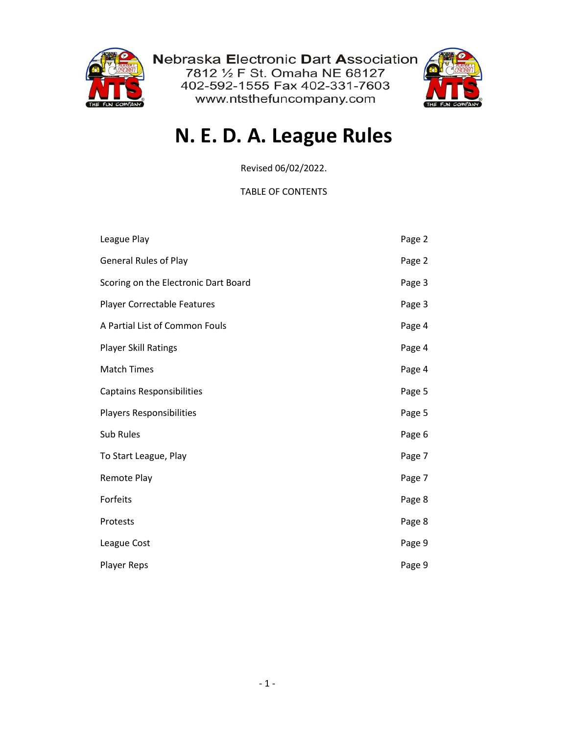Nebraska Electronic Dart Association
7812 ½ F St. Omaha NE 68127
402-592-1555 Fax 402-331-7603
www.ntsthefuncompany.com

# N. E. D. A. League Rules

Revised 06/02/2022.

TABLE OF CONTENTS

| | |
|---|---|
| League Play | Page 2 |
| General Rules of Play | Page 2 |
| Scoring on the Electronic Dart Board | Page 3 |
| Player Correctable Features | Page 3 |
| A Partial List of Common Fouls | Page 4 |
| Player Skill Ratings | Page 4 |
| Match Times | Page 4 |
| Captains Responsibilities | Page 5 |
| Players Responsibilities | Page 5 |
| Sub Rules | Page 6 |
| To Start League, Play | Page 7 |
| Remote Play | Page 7 |
| Forfeits | Page 8 |
| Protests | Page 8 |
| League Cost | Page 9 |
| Player Reps | Page 9 |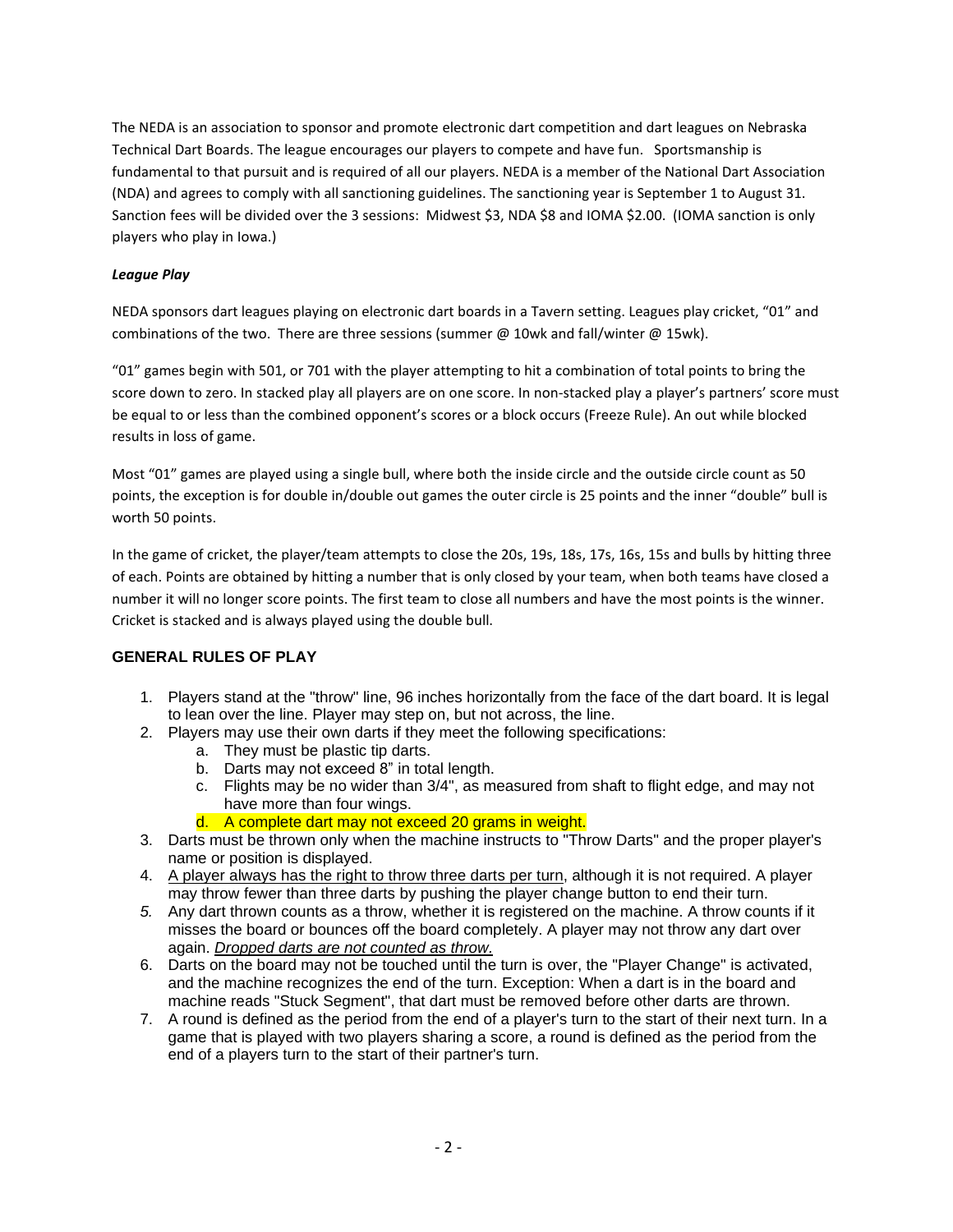The NEDA is an association to sponsor and promote electronic dart competition and dart leagues on Nebraska Technical Dart Boards. The league encourages our players to compete and have fun. Sportsmanship is fundamental to that pursuit and is required of all our players. NEDA is a member of the National Dart Association (NDA) and agrees to comply with all sanctioning guidelines. The sanctioning year is September 1 to August 31. Sanction fees will be divided over the 3 sessions: Midwest $3, NDA $8 and IOMA $2.00. (IOMA sanction is only players who play in Iowa.)

***League Play***

NEDA sponsors dart leagues playing on electronic dart boards in a Tavern setting. Leagues play cricket, "01" and combinations of the two. There are three sessions (summer @ 10wk and fall/winter @ 15wk).

"01" games begin with 501, or 701 with the player attempting to hit a combination of total points to bring the score down to zero. In stacked play all players are on one score. In non-stacked play a player's partners' score must be equal to or less than the combined opponent's scores or a block occurs (Freeze Rule). An out while blocked results in loss of game.

Most "01" games are played using a single bull, where both the inside circle and the outside circle count as 50 points, the exception is for double in/double out games the outer circle is 25 points and the inner "double" bull is worth 50 points.

In the game of cricket, the player/team attempts to close the 20s, 19s, 18s, 17s, 16s, 15s and bulls by hitting three of each. Points are obtained by hitting a number that is only closed by your team, when both teams have closed a number it will no longer score points. The first team to close all numbers and have the most points is the winner. Cricket is stacked and is always played using the double bull.

## GENERAL RULES OF PLAY

1. Players stand at the "throw" line, 96 inches horizontally from the face of the dart board. It is legal to lean over the line. Player may step on, but not across, the line.
2. Players may use their own darts if they meet the following specifications:
   a. They must be plastic tip darts.
   b. Darts may not exceed 8" in total length.
   c. Flights may be no wider than 3/4", as measured from shaft to flight edge, and may not have more than four wings.
   d. A complete dart may not exceed 20 grams in weight.
3. Darts must be thrown only when the machine instructs to "Throw Darts" and the proper player's name or position is displayed.
4. A player always has the right to throw three darts per turn, although it is not required. A player may throw fewer than three darts by pushing the player change button to end their turn.
5. Any dart thrown counts as a throw, whether it is registered on the machine. A throw counts if it misses the board or bounces off the board completely. A player may not throw any dart over again. *Dropped darts are not counted as throw.*
6. Darts on the board may not be touched until the turn is over, the "Player Change" is activated, and the machine recognizes the end of the turn. Exception: When a dart is in the board and machine reads "Stuck Segment", that dart must be removed before other darts are thrown.
7. A round is defined as the period from the end of a player's turn to the start of their next turn. In a game that is played with two players sharing a score, a round is defined as the period from the end of a players turn to the start of their partner's turn.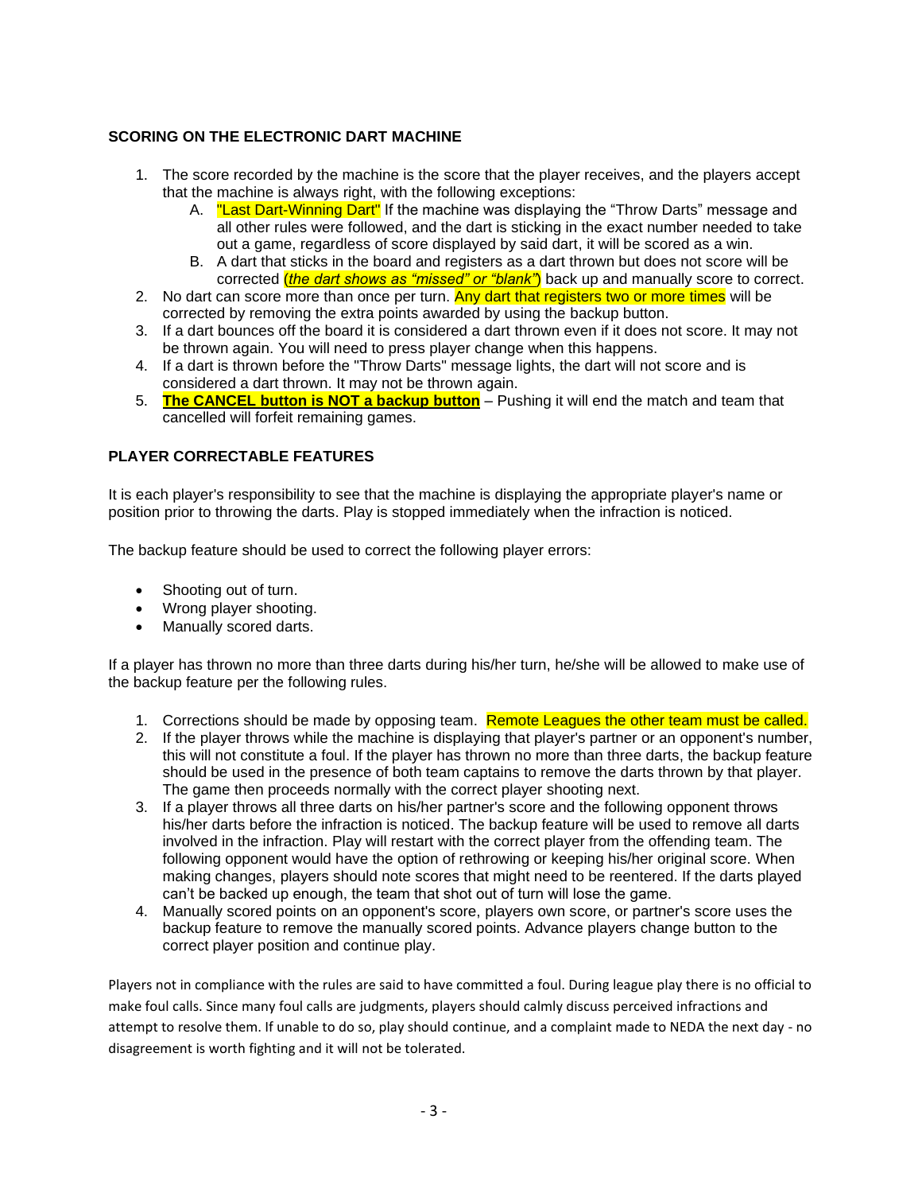### SCORING ON THE ELECTRONIC DART MACHINE

1. The score recorded by the machine is the score that the player receives, and the players accept that the machine is always right, with the following exceptions:
   A. "Last Dart-Winning Dart" If the machine was displaying the "Throw Darts" message and all other rules were followed, and the dart is sticking in the exact number needed to take out a game, regardless of score displayed by said dart, it will be scored as a win.
   B. A dart that sticks in the board and registers as a dart thrown but does not score will be corrected (***the dart shows as "missed" or "blank"***) back up and manually score to correct.
2. No dart can score more than once per turn. Any dart that registers two or more times will be corrected by removing the extra points awarded by using the backup button.
3. If a dart bounces off the board it is considered a dart thrown even if it does not score. It may not be thrown again. You will need to press player change when this happens.
4. If a dart is thrown before the "Throw Darts" message lights, the dart will not score and is considered a dart thrown. It may not be thrown again.
5. **The CANCEL button is NOT a backup button** – Pushing it will end the match and team that cancelled will forfeit remaining games.

### PLAYER CORRECTABLE FEATURES

It is each player's responsibility to see that the machine is displaying the appropriate player's name or position prior to throwing the darts. Play is stopped immediately when the infraction is noticed.

The backup feature should be used to correct the following player errors:

- Shooting out of turn.
- Wrong player shooting.
- Manually scored darts.

If a player has thrown no more than three darts during his/her turn, he/she will be allowed to make use of the backup feature per the following rules.

1. Corrections should be made by opposing team. Remote Leagues the other team must be called.
2. If the player throws while the machine is displaying that player's partner or an opponent's number, this will not constitute a foul. If the player has thrown no more than three darts, the backup feature should be used in the presence of both team captains to remove the darts thrown by that player. The game then proceeds normally with the correct player shooting next.
3. If a player throws all three darts on his/her partner's score and the following opponent throws his/her darts before the infraction is noticed. The backup feature will be used to remove all darts involved in the infraction. Play will restart with the correct player from the offending team. The following opponent would have the option of rethrowing or keeping his/her original score. When making changes, players should note scores that might need to be reentered. If the darts played can't be backed up enough, the team that shot out of turn will lose the game.
4. Manually scored points on an opponent's score, players own score, or partner's score uses the backup feature to remove the manually scored points. Advance players change button to the correct player position and continue play.

Players not in compliance with the rules are said to have committed a foul. During league play there is no official to make foul calls. Since many foul calls are judgments, players should calmly discuss perceived infractions and attempt to resolve them. If unable to do so, play should continue, and a complaint made to NEDA the next day - no disagreement is worth fighting and it will not be tolerated.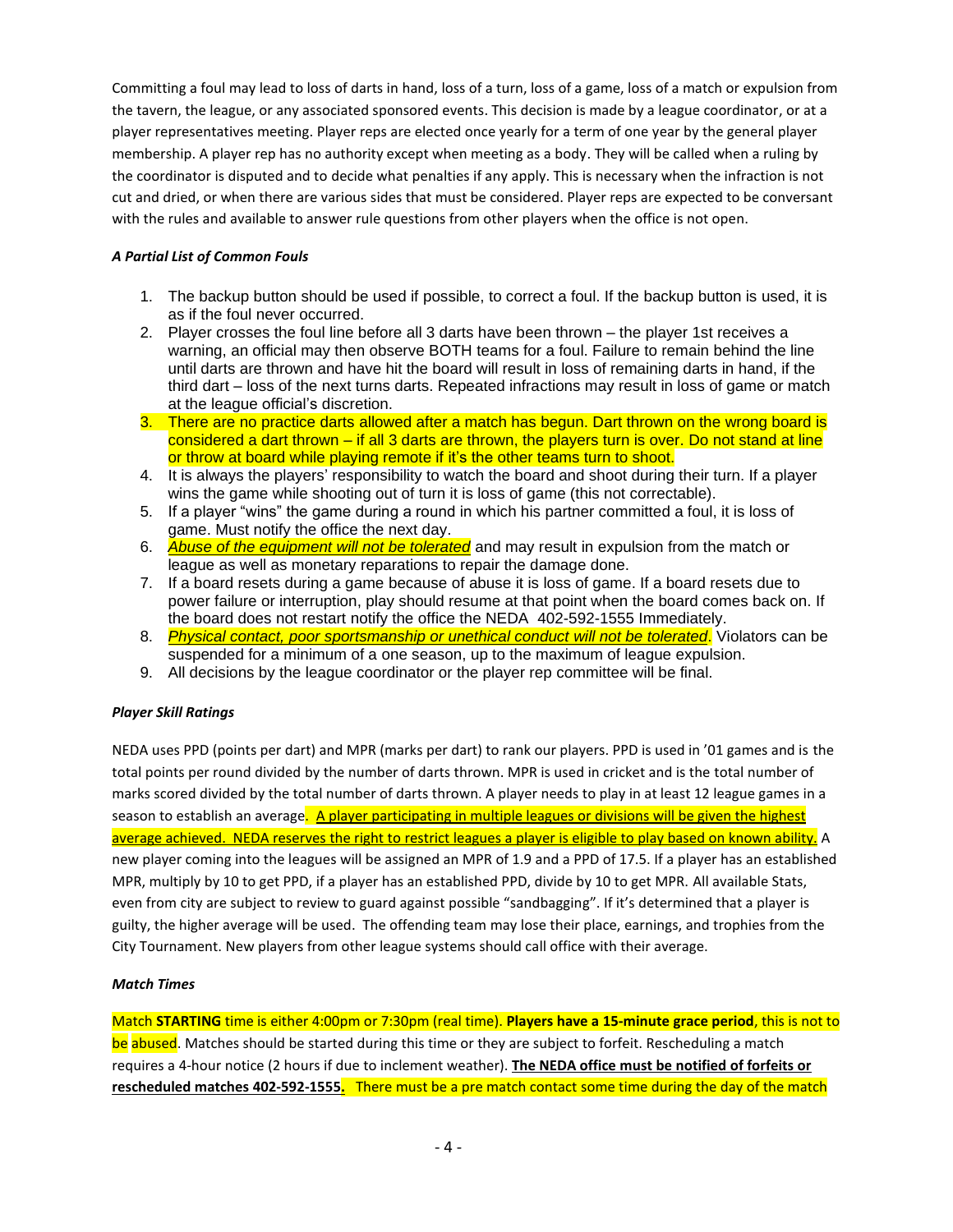Committing a foul may lead to loss of darts in hand, loss of a turn, loss of a game, loss of a match or expulsion from the tavern, the league, or any associated sponsored events. This decision is made by a league coordinator, or at a player representatives meeting. Player reps are elected once yearly for a term of one year by the general player membership. A player rep has no authority except when meeting as a body. They will be called when a ruling by the coordinator is disputed and to decide what penalties if any apply. This is necessary when the infraction is not cut and dried, or when there are various sides that must be considered. Player reps are expected to be conversant with the rules and available to answer rule questions from other players when the office is not open.

***A Partial List of Common Fouls***

1. The backup button should be used if possible, to correct a foul. If the backup button is used, it is as if the foul never occurred.
2. Player crosses the foul line before all 3 darts have been thrown – the player 1st receives a warning, an official may then observe BOTH teams for a foul. Failure to remain behind the line until darts are thrown and have hit the board will result in loss of remaining darts in hand, if the third dart – loss of the next turns darts. Repeated infractions may result in loss of game or match at the league official's discretion.
3. There are no practice darts allowed after a match has begun. Dart thrown on the wrong board is considered a dart thrown – if all 3 darts are thrown, the players turn is over. Do not stand at line or throw at board while playing remote if it's the other teams turn to shoot.
4. It is always the players' responsibility to watch the board and shoot during their turn. If a player wins the game while shooting out of turn it is loss of game (this not correctable).
5. If a player "wins" the game during a round in which his partner committed a foul, it is loss of game. Must notify the office the next day.
6. <u>*Abuse of the equipment will not be tolerated*</u> and may result in expulsion from the match or league as well as monetary reparations to repair the damage done.
7. If a board resets during a game because of abuse it is loss of game. If a board resets due to power failure or interruption, play should resume at that point when the board comes back on. If the board does not restart notify the office the NEDA 402-592-1555 Immediately.
8. <u>*Physical contact, poor sportsmanship or unethical conduct will not be tolerated*</u>. Violators can be suspended for a minimum of a one season, up to the maximum of league expulsion.
9. All decisions by the league coordinator or the player rep committee will be final.

***Player Skill Ratings***

NEDA uses PPD (points per dart) and MPR (marks per dart) to rank our players. PPD is used in '01 games and is the total points per round divided by the number of darts thrown. MPR is used in cricket and is the total number of marks scored divided by the total number of darts thrown. A player needs to play in at least 12 league games in a season to establish an average. <u>A player participating in multiple leagues or divisions will be given the highest average achieved. NEDA reserves the right to restrict leagues a player is eligible to play based on known ability.</u> A new player coming into the leagues will be assigned an MPR of 1.9 and a PPD of 17.5. If a player has an established MPR, multiply by 10 to get PPD, if a player has an established PPD, divide by 10 to get MPR. All available Stats, even from city are subject to review to guard against possible "sandbagging". If it's determined that a player is guilty, the higher average will be used. The offending team may lose their place, earnings, and trophies from the City Tournament. New players from other league systems should call office with their average.

***Match Times***

Match **STARTING** time is either 4:00pm or 7:30pm (real time). **Players have a 15-minute grace period**, this is not to be abused. Matches should be started during this time or they are subject to forfeit. Rescheduling a match requires a 4-hour notice (2 hours if due to inclement weather). <u>**The NEDA office must be notified of forfeits or rescheduled matches 402-592-1555.**</u> There must be a pre match contact some time during the day of the match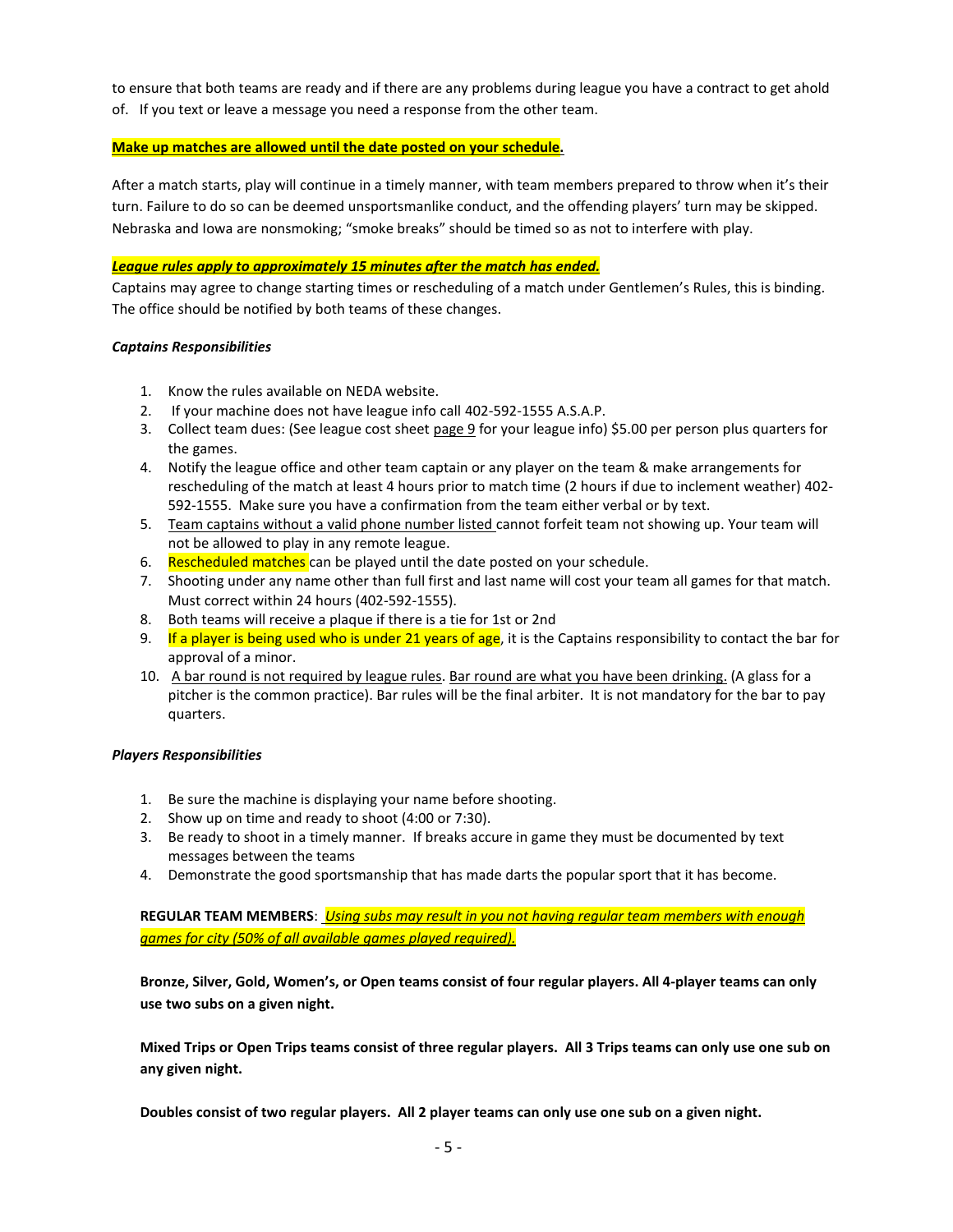to ensure that both teams are ready and if there are any problems during league you have a contract to get ahold of. If you text or leave a message you need a response from the other team.

**Make up matches are allowed until the date posted on your schedule.**

After a match starts, play will continue in a timely manner, with team members prepared to throw when it's their turn. Failure to do so can be deemed unsportsmanlike conduct, and the offending players' turn may be skipped. Nebraska and Iowa are nonsmoking; "smoke breaks" should be timed so as not to interfere with play.

***League rules apply to approximately 15 minutes after the match has ended.***

Captains may agree to change starting times or rescheduling of a match under Gentlemen's Rules, this is binding. The office should be notified by both teams of these changes.

***Captains Responsibilities***

1. Know the rules available on NEDA website.
2. If your machine does not have league info call 402-592-1555 A.S.A.P.
3. Collect team dues: (See league cost sheet page 9 for your league info) $5.00 per person plus quarters for the games.
4. Notify the league office and other team captain or any player on the team & make arrangements for rescheduling of the match at least 4 hours prior to match time (2 hours if due to inclement weather) 402-592-1555. Make sure you have a confirmation from the team either verbal or by text.
5. Team captains without a valid phone number listed cannot forfeit team not showing up. Your team will not be allowed to play in any remote league.
6. Rescheduled matches can be played until the date posted on your schedule.
7. Shooting under any name other than full first and last name will cost your team all games for that match. Must correct within 24 hours (402-592-1555).
8. Both teams will receive a plaque if there is a tie for 1st or 2nd
9. If a player is being used who is under 21 years of age, it is the Captains responsibility to contact the bar for approval of a minor.
10. A bar round is not required by league rules. Bar round are what you have been drinking. (A glass for a pitcher is the common practice). Bar rules will be the final arbiter. It is not mandatory for the bar to pay quarters.

***Players Responsibilities***

1. Be sure the machine is displaying your name before shooting.
2. Show up on time and ready to shoot (4:00 or 7:30).
3. Be ready to shoot in a timely manner. If breaks accure in game they must be documented by text messages between the teams
4. Demonstrate the good sportsmanship that has made darts the popular sport that it has become.

**REGULAR TEAM MEMBERS**: ***Using subs may result in you not having regular team members with enough games for city (50% of all available games played required).***

**Bronze, Silver, Gold, Women's, or Open teams consist of four regular players. All 4-player teams can only use two subs on a given night.**

**Mixed Trips or Open Trips teams consist of three regular players. All 3 Trips teams can only use one sub on any given night.**

**Doubles consist of two regular players. All 2 player teams can only use one sub on a given night.**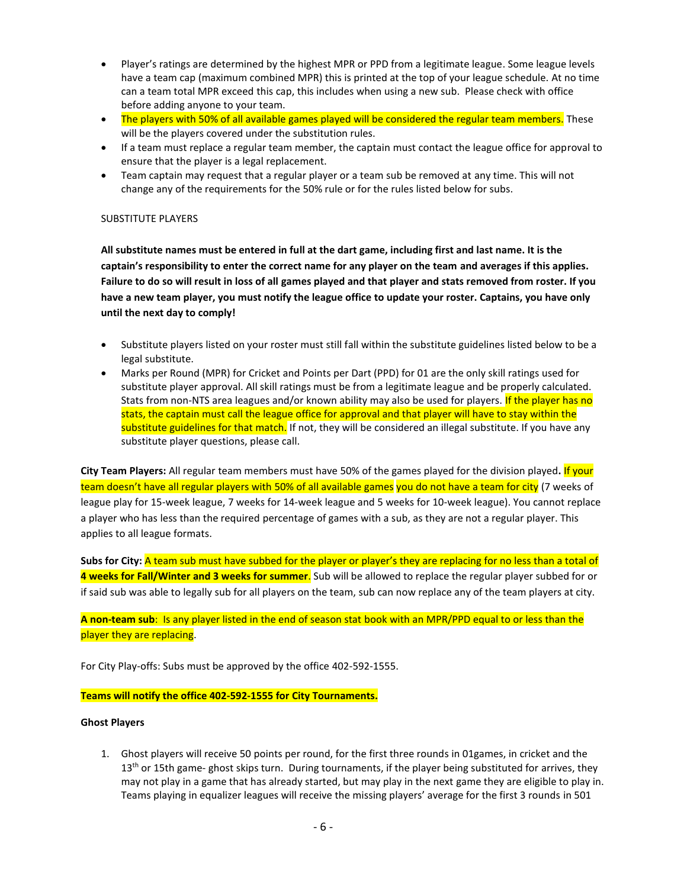- Player's ratings are determined by the highest MPR or PPD from a legitimate league. Some league levels have a team cap (maximum combined MPR) this is printed at the top of your league schedule. At no time can a team total MPR exceed this cap, this includes when using a new sub. Please check with office before adding anyone to your team.
- The players with 50% of all available games played will be considered the regular team members. These will be the players covered under the substitution rules.
- If a team must replace a regular team member, the captain must contact the league office for approval to ensure that the player is a legal replacement.
- Team captain may request that a regular player or a team sub be removed at any time. This will not change any of the requirements for the 50% rule or for the rules listed below for subs.

SUBSTITUTE PLAYERS

**All substitute names must be entered in full at the dart game, including first and last name. It is the captain's responsibility to enter the correct name for any player on the team and averages if this applies. Failure to do so will result in loss of all games played and that player and stats removed from roster. If you have a new team player, you must notify the league office to update your roster. Captains, you have only until the next day to comply!**

- Substitute players listed on your roster must still fall within the substitute guidelines listed below to be a legal substitute.
- Marks per Round (MPR) for Cricket and Points per Dart (PPD) for 01 are the only skill ratings used for substitute player approval. All skill ratings must be from a legitimate league and be properly calculated. Stats from non-NTS area leagues and/or known ability may also be used for players. If the player has no stats, the captain must call the league office for approval and that player will have to stay within the substitute guidelines for that match. If not, they will be considered an illegal substitute. If you have any substitute player questions, please call.

**City Team Players:** All regular team members must have 50% of the games played for the division played**.** If your team doesn't have all regular players with 50% of all available games you do not have a team for city (7 weeks of league play for 15-week league, 7 weeks for 14-week league and 5 weeks for 10-week league). You cannot replace a player who has less than the required percentage of games with a sub, as they are not a regular player. This applies to all league formats.

**Subs for City:** A team sub must have subbed for the player or player's they are replacing for no less than a total of **4 weeks for Fall/Winter and 3 weeks for summer**. Sub will be allowed to replace the regular player subbed for or if said sub was able to legally sub for all players on the team, sub can now replace any of the team players at city.

**A non-team sub**: Is any player listed in the end of season stat book with an MPR/PPD equal to or less than the player they are replacing.

For City Play-offs: Subs must be approved by the office 402-592-1555.

**Teams will notify the office 402-592-1555 for City Tournaments.**

**Ghost Players**

1. Ghost players will receive 50 points per round, for the first three rounds in 01games, in cricket and the 13th or 15th game- ghost skips turn. During tournaments, if the player being substituted for arrives, they may not play in a game that has already started, but may play in the next game they are eligible to play in. Teams playing in equalizer leagues will receive the missing players' average for the first 3 rounds in 501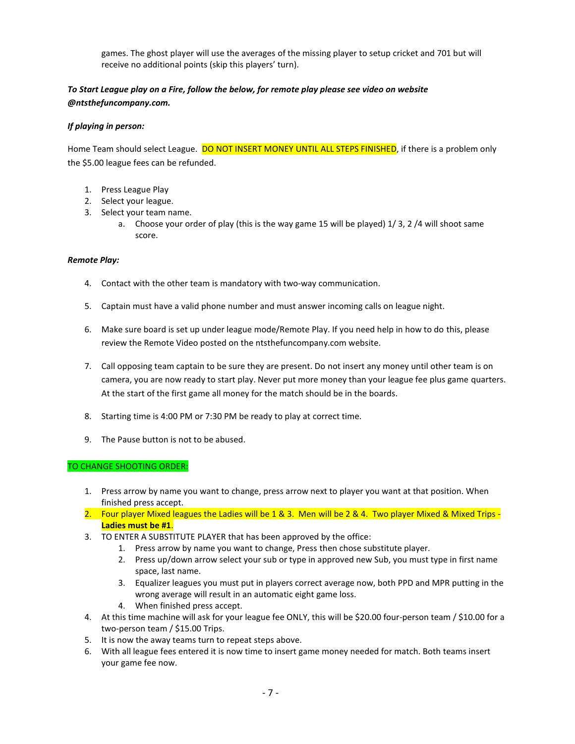games. The ghost player will use the averages of the missing player to setup cricket and 701 but will receive no additional points (skip this players' turn).

***To Start League play on a Fire, follow the below, for remote play please see video on website @ntsthefuncompany.com.***

***If playing in person:***

Home Team should select League. DO NOT INSERT MONEY UNTIL ALL STEPS FINISHED, if there is a problem only the $5.00 league fees can be refunded.

1. Press League Play
2. Select your league.
3. Select your team name.
    a. Choose your order of play (this is the way game 15 will be played) 1/ 3, 2 /4 will shoot same score.

***Remote Play:***

4. Contact with the other team is mandatory with two-way communication.
5. Captain must have a valid phone number and must answer incoming calls on league night.
6. Make sure board is set up under league mode/Remote Play. If you need help in how to do this, please review the Remote Video posted on the ntsthefuncompany.com website.
7. Call opposing team captain to be sure they are present. Do not insert any money until other team is on camera, you are now ready to start play. Never put more money than your league fee plus game quarters. At the start of the first game all money for the match should be in the boards.
8. Starting time is 4:00 PM or 7:30 PM be ready to play at correct time.
9. The Pause button is not to be abused.

TO CHANGE SHOOTING ORDER:

1. Press arrow by name you want to change, press arrow next to player you want at that position. When finished press accept.
2. Four player Mixed leagues the Ladies will be 1 & 3. Men will be 2 & 4. Two player Mixed & Mixed Trips - **Ladies must be #1**.
3. TO ENTER A SUBSTITUTE PLAYER that has been approved by the office:
    1. Press arrow by name you want to change, Press then chose substitute player.
    2. Press up/down arrow select your sub or type in approved new Sub, you must type in first name space, last name.
    3. Equalizer leagues you must put in players correct average now, both PPD and MPR putting in the wrong average will result in an automatic eight game loss.
    4. When finished press accept.
4. At this time machine will ask for your league fee ONLY, this will be $20.00 four-person team / $10.00 for a two-person team / $15.00 Trips.
5. It is now the away teams turn to repeat steps above.
6. With all league fees entered it is now time to insert game money needed for match. Both teams insert your game fee now.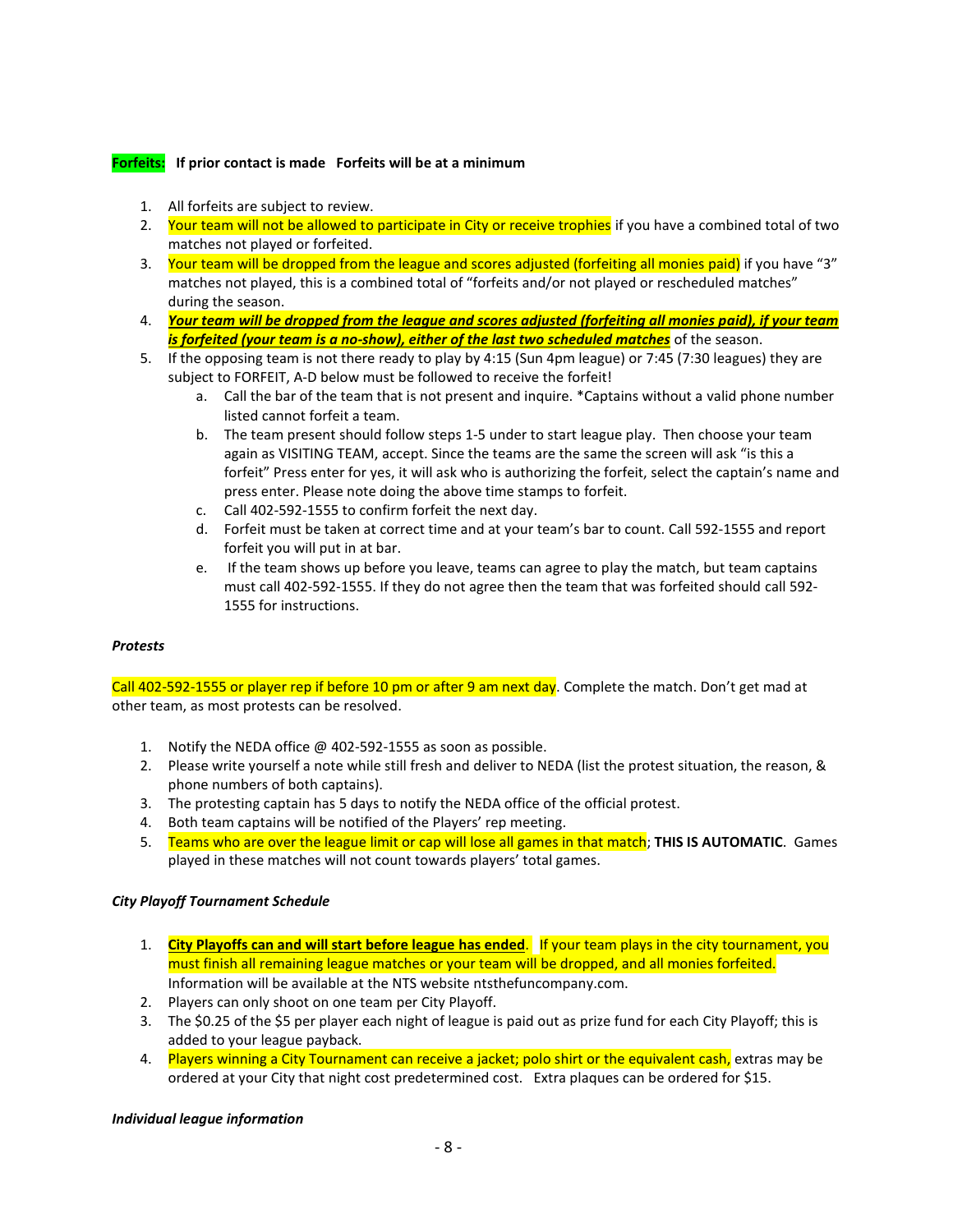**Forfeits: If prior contact is made Forfeits will be at a minimum**

1. All forfeits are subject to review.
2. Your team will not be allowed to participate in City or receive trophies if you have a combined total of two matches not played or forfeited.
3. Your team will be dropped from the league and scores adjusted (forfeiting all monies paid) if you have "3" matches not played, this is a combined total of "forfeits and/or not played or rescheduled matches" during the season.
4. ***Your team will be dropped from the league and scores adjusted (forfeiting all monies paid), if your team is forfeited (your team is a no-show), either of the last two scheduled matches*** of the season.
5. If the opposing team is not there ready to play by 4:15 (Sun 4pm league) or 7:45 (7:30 leagues) they are subject to FORFEIT, A-D below must be followed to receive the forfeit!
   a. Call the bar of the team that is not present and inquire. *Captains without a valid phone number listed cannot forfeit a team.
   b. The team present should follow steps 1-5 under to start league play. Then choose your team again as VISITING TEAM, accept. Since the teams are the same the screen will ask "is this a forfeit" Press enter for yes, it will ask who is authorizing the forfeit, select the captain's name and press enter. Please note doing the above time stamps to forfeit.
   c. Call 402-592-1555 to confirm forfeit the next day.
   d. Forfeit must be taken at correct time and at your team's bar to count. Call 592-1555 and report forfeit you will put in at bar.
   e. If the team shows up before you leave, teams can agree to play the match, but team captains must call 402-592-1555. If they do not agree then the team that was forfeited should call 592-1555 for instructions.

***Protests***

Call 402-592-1555 or player rep if before 10 pm or after 9 am next day. Complete the match. Don't get mad at other team, as most protests can be resolved.

1. Notify the NEDA office @ 402-592-1555 as soon as possible.
2. Please write yourself a note while still fresh and deliver to NEDA (list the protest situation, the reason, & phone numbers of both captains).
3. The protesting captain has 5 days to notify the NEDA office of the official protest.
4. Both team captains will be notified of the Players' rep meeting.
5. Teams who are over the league limit or cap will lose all games in that match; **THIS IS AUTOMATIC**. Games played in these matches will not count towards players' total games.

***City Playoff Tournament Schedule***

1. **City Playoffs can and will start before league has ended**. If your team plays in the city tournament, you must finish all remaining league matches or your team will be dropped, and all monies forfeited. Information will be available at the NTS website ntsthefuncompany.com.
2. Players can only shoot on one team per City Playoff.
3. The $0.25 of the $5 per player each night of league is paid out as prize fund for each City Playoff; this is added to your league payback.
4. Players winning a City Tournament can receive a jacket; polo shirt or the equivalent cash, extras may be ordered at your City that night cost predetermined cost. Extra plaques can be ordered for $15.

***Individual league information***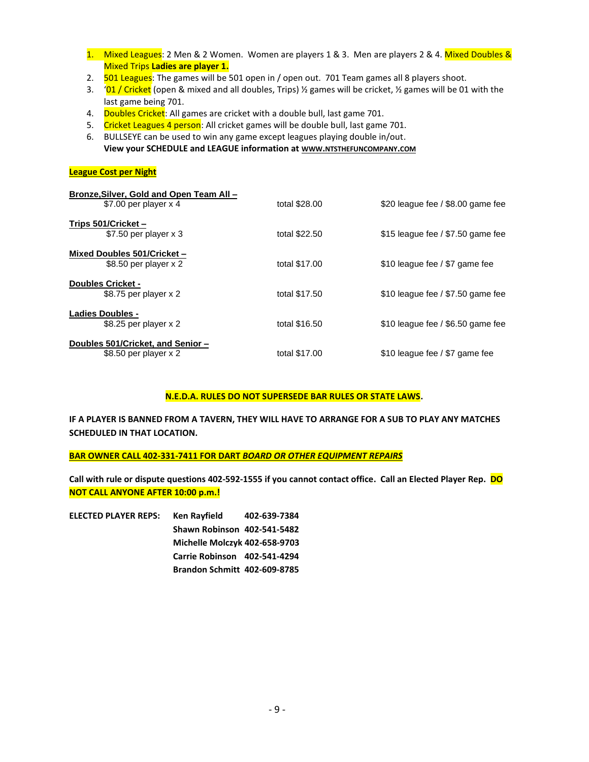1. Mixed Leagues: 2 Men & 2 Women. Women are players 1 & 3. Men are players 2 & 4. Mixed Doubles & Mixed Trips **Ladies are player 1.**
2. 501 Leagues: The games will be 501 open in / open out. 701 Team games all 8 players shoot.
3. '01 / Cricket (open & mixed and all doubles, Trips) ½ games will be cricket, ½ games will be 01 with the last game being 701.
4. Doubles Cricket: All games are cricket with a double bull, last game 701.
5. Cricket Leagues 4 person: All cricket games will be double bull, last game 701.
6. BULLSEYE can be used to win any game except leagues playing double in/out.
   **View your SCHEDULE and LEAGUE information at WWW.NTSTHEFUNCOMPANY.COM**

**League Cost per Night**

| | | |
|---|---|---|
| **Bronze,Silver, Gold and Open Team All –** $7.00 per player x 4 | total $28.00 | $20 league fee / $8.00 game fee |
| **Trips 501/Cricket –** $7.50 per player x 3 | total $22.50 | $15 league fee / $7.50 game fee |
| **Mixed Doubles 501/Cricket –** $8.50 per player x 2 | total $17.00 | $10 league fee / $7 game fee |
| **Doubles Cricket -** $8.75 per player x 2 | total $17.50 | $10 league fee / $7.50 game fee |
| **Ladies Doubles -** $8.25 per player x 2 | total $16.50 | $10 league fee / $6.50 game fee |
| **Doubles 501/Cricket, and Senior –** $8.50 per player x 2 | total $17.00 | $10 league fee / $7 game fee |

**N.E.D.A. RULES DO NOT SUPERSEDE BAR RULES OR STATE LAWS.**

**IF A PLAYER IS BANNED FROM A TAVERN, THEY WILL HAVE TO ARRANGE FOR A SUB TO PLAY ANY MATCHES SCHEDULED IN THAT LOCATION.**

**BAR OWNER CALL 402-331-7411 FOR DART *BOARD OR OTHER EQUIPMENT REPAIRS***

**Call with rule or dispute questions 402-592-1555 if you cannot contact office. Call an Elected Player Rep. DO NOT CALL ANYONE AFTER 10:00 p.m.!**

| | | |
|---|---|---|
| **ELECTED PLAYER REPS:** | **Ken Rayfield** | **402-639-7384** |
| | **Shawn Robinson** | **402-541-5482** |
| | **Michelle Molczyk** | **402-658-9703** |
| | **Carrie Robinson** | **402-541-4294** |
| | **Brandon Schmitt** | **402-609-8785** |